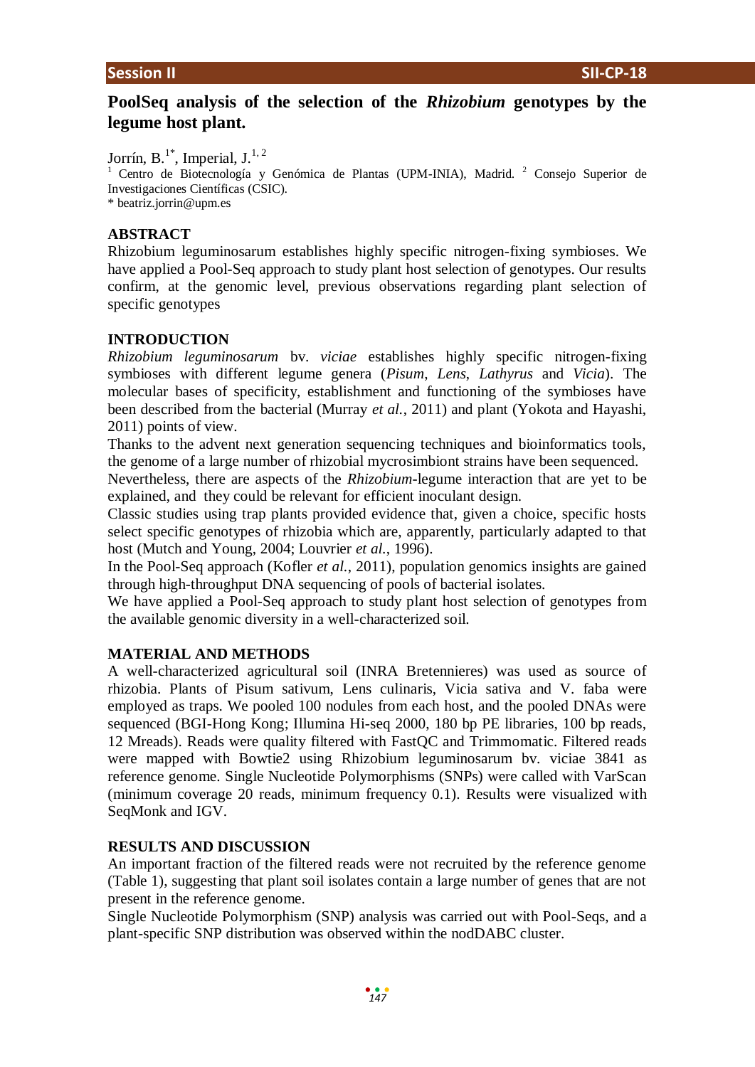# PoolSeq analysis of the selection of the *Rhizobium* genotypes by the legume host plant.

Jorrín, B.[1*], Imperial, J.[1, 2]

[1] Centro de Biotecnología y Genómica de Plantas (UPM-INIA), Madrid. [2] Consejo Superior de Investigaciones Científicas (CSIC).

* beatriz.jorrin@upm.es

## ABSTRACT

Rhizobium leguminosarum establishes highly specific nitrogen-fixing symbioses. We have applied a Pool-Seq approach to study plant host selection of genotypes. Our results confirm, at the genomic level, previous observations regarding plant selection of specific genotypes

## INTRODUCTION

*Rhizobium leguminosarum* bv. *viciae* establishes highly specific nitrogen-fixing symbioses with different legume genera (*Pisum*, *Lens*, *Lathyrus* and *Vicia*). The molecular bases of specificity, establishment and functioning of the symbioses have been described from the bacterial (Murray *et al.*, 2011) and plant (Yokota and Hayashi, 2011) points of view.

Thanks to the advent next generation sequencing techniques and bioinformatics tools, the genome of a large number of rhizobial mycrosimbiont strains have been sequenced.

Nevertheless, there are aspects of the *Rhizobium*-legume interaction that are yet to be explained, and they could be relevant for efficient inoculant design.

Classic studies using trap plants provided evidence that, given a choice, specific hosts select specific genotypes of rhizobia which are, apparently, particularly adapted to that host (Mutch and Young, 2004; Louvrier *et al.*, 1996).

In the Pool-Seq approach (Kofler *et al.*, 2011), population genomics insights are gained through high-throughput DNA sequencing of pools of bacterial isolates.

We have applied a Pool-Seq approach to study plant host selection of genotypes from the available genomic diversity in a well-characterized soil.

## MATERIAL AND METHODS

A well-characterized agricultural soil (INRA Bretennieres) was used as source of rhizobia. Plants of Pisum sativum, Lens culinaris, Vicia sativa and V. faba were employed as traps. We pooled 100 nodules from each host, and the pooled DNAs were sequenced (BGI-Hong Kong; Illumina Hi-seq 2000, 180 bp PE libraries, 100 bp reads, 12 Mreads). Reads were quality filtered with FastQC and Trimmomatic. Filtered reads were mapped with Bowtie2 using Rhizobium leguminosarum bv. viciae 3841 as reference genome. Single Nucleotide Polymorphisms (SNPs) were called with VarScan (minimum coverage 20 reads, minimum frequency 0.1). Results were visualized with SeqMonk and IGV.

## RESULTS AND DISCUSSION

An important fraction of the filtered reads were not recruited by the reference genome (Table 1), suggesting that plant soil isolates contain a large number of genes that are not present in the reference genome.

Single Nucleotide Polymorphism (SNP) analysis was carried out with Pool-Seqs, and a plant-specific SNP distribution was observed within the nodDABC cluster.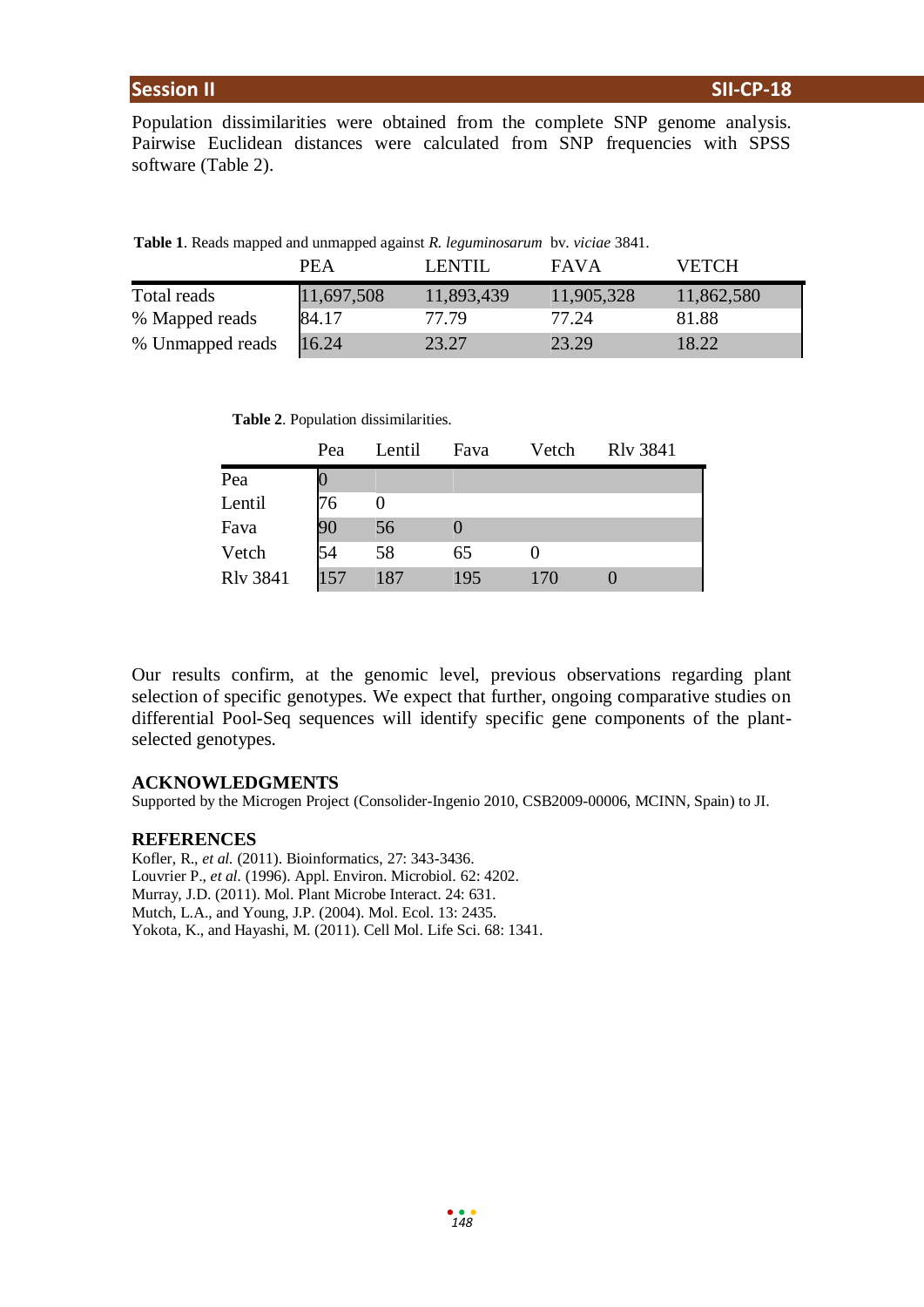Population dissimilarities were obtained from the complete SNP genome analysis. Pairwise Euclidean distances were calculated from SNP frequencies with SPSS software (Table 2).

**Table 1**. Reads mapped and unmapped against *R. leguminosarum* bv. *viciae* 3841.

| | PEA | LENTIL | FAVA | VETCH |
|---|---|---|---|---|
| Total reads | 11,697,508 | 11,893,439 | 11,905,328 | 11,862,580 |
| % Mapped reads | 84.17 | 77.79 | 77.24 | 81.88 |
| % Unmapped reads | 16.24 | 23.27 | 23.29 | 18.22 |

**Table 2**. Population dissimilarities.

| | Pea | Lentil | Fava | Vetch | Rlv 3841 |
|---|---|---|---|---|---|
| Pea | 0 | | | | |
| Lentil | 76 | 0 | | | |
| Fava | 90 | 56 | 0 | | |
| Vetch | 54 | 58 | 65 | 0 | |
| Rlv 3841 | 157 | 187 | 195 | 170 | 0 |

Our results confirm, at the genomic level, previous observations regarding plant selection of specific genotypes. We expect that further, ongoing comparative studies on differential Pool-Seq sequences will identify specific gene components of the plant-selected genotypes.

## ACKNOWLEDGMENTS

Supported by the Microgen Project (Consolider-Ingenio 2010, CSB2009-00006, MCINN, Spain) to JI.

## REFERENCES

Kofler, R., *et al.* (2011). Bioinformatics, 27: 343-3436.
Louvrier P., *et al.* (1996). Appl. Environ. Microbiol. 62: 4202.
Murray, J.D. (2011). Mol. Plant Microbe Interact. 24: 631.
Mutch, L.A., and Young, J.P. (2004). Mol. Ecol. 13: 2435.
Yokota, K., and Hayashi, M. (2011). Cell Mol. Life Sci. 68: 1341.